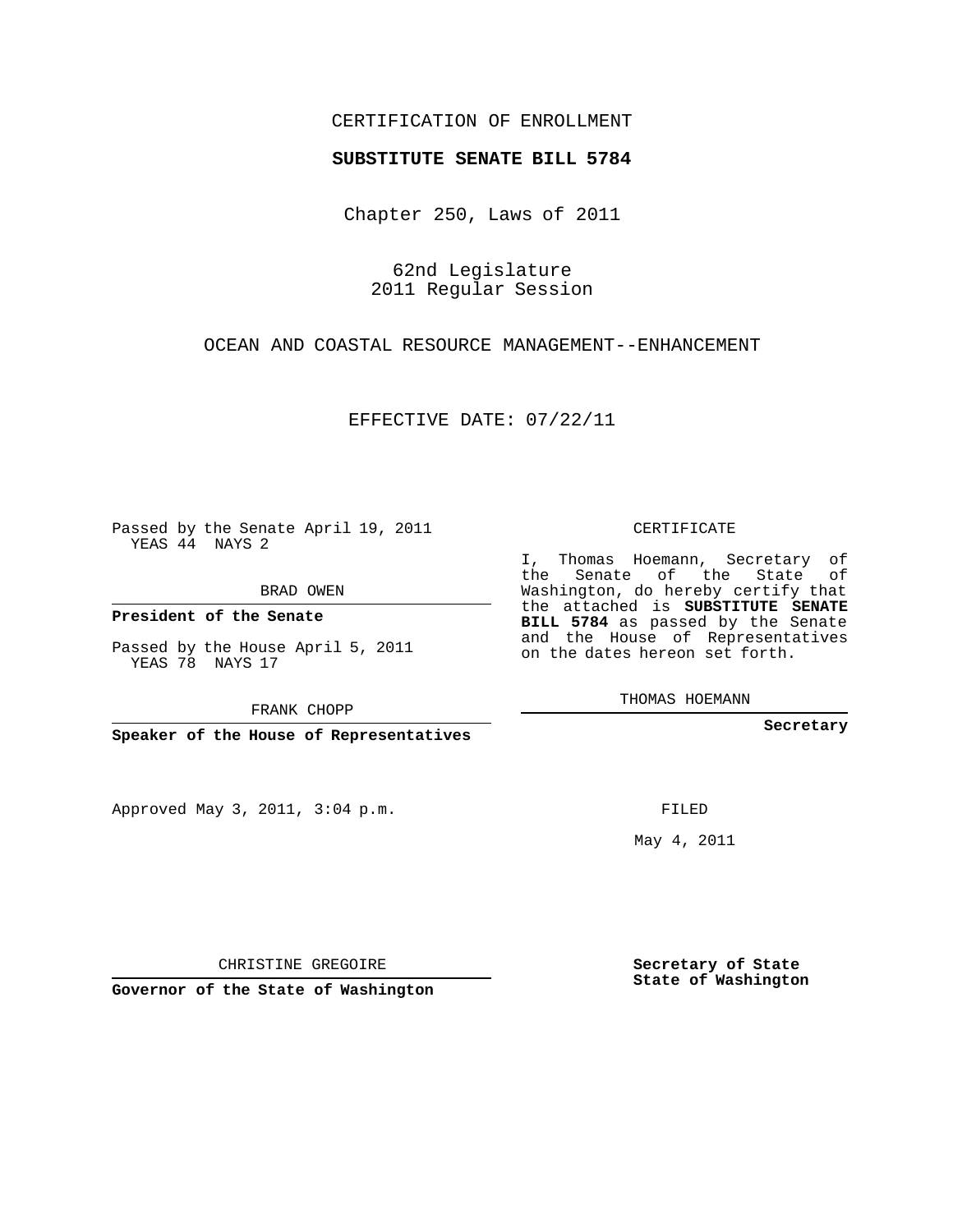CERTIFICATION OF ENROLLMENT

**SUBSTITUTE SENATE BILL 5784**

Chapter 250, Laws of 2011

62nd Legislature
2011 Regular Session

OCEAN AND COASTAL RESOURCE MANAGEMENT--ENHANCEMENT

EFFECTIVE DATE: 07/22/11

Passed by the Senate April 19, 2011
YEAS 44 NAYS 2

BRAD OWEN

**President of the Senate**

Passed by the House April 5, 2011
YEAS 78 NAYS 17

FRANK CHOPP

**Speaker of the House of Representatives**

CERTIFICATE

I, Thomas Hoemann, Secretary of the Senate of the State of Washington, do hereby certify that the attached is **SUBSTITUTE SENATE BILL 5784** as passed by the Senate and the House of Representatives on the dates hereon set forth.

THOMAS HOEMANN

**Secretary**

Approved May 3, 2011, 3:04 p.m.

FILED

May 4, 2011

CHRISTINE GREGOIRE

**Governor of the State of Washington**

**Secretary of State**
**State of Washington**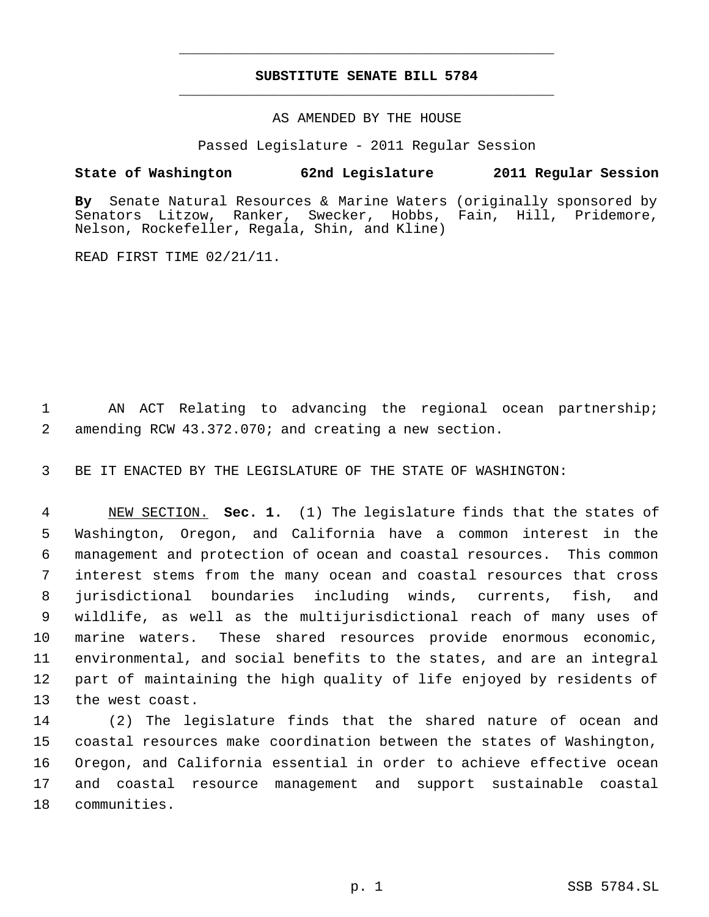# SUBSTITUTE SENATE BILL 5784

AS AMENDED BY THE HOUSE

Passed Legislature - 2011 Regular Session

**State of Washington 62nd Legislature 2011 Regular Session**

**By** Senate Natural Resources & Marine Waters (originally sponsored by Senators Litzow, Ranker, Swecker, Hobbs, Fain, Hill, Pridemore, Nelson, Rockefeller, Regala, Shin, and Kline)

READ FIRST TIME 02/21/11.

AN ACT Relating to advancing the regional ocean partnership; amending RCW 43.372.070; and creating a new section.

BE IT ENACTED BY THE LEGISLATURE OF THE STATE OF WASHINGTON:

NEW SECTION. **Sec. 1.** (1) The legislature finds that the states of Washington, Oregon, and California have a common interest in the management and protection of ocean and coastal resources. This common interest stems from the many ocean and coastal resources that cross jurisdictional boundaries including winds, currents, fish, and wildlife, as well as the multijurisdictional reach of many uses of marine waters. These shared resources provide enormous economic, environmental, and social benefits to the states, and are an integral part of maintaining the high quality of life enjoyed by residents of the west coast.

(2) The legislature finds that the shared nature of ocean and coastal resources make coordination between the states of Washington, Oregon, and California essential in order to achieve effective ocean and coastal resource management and support sustainable coastal communities.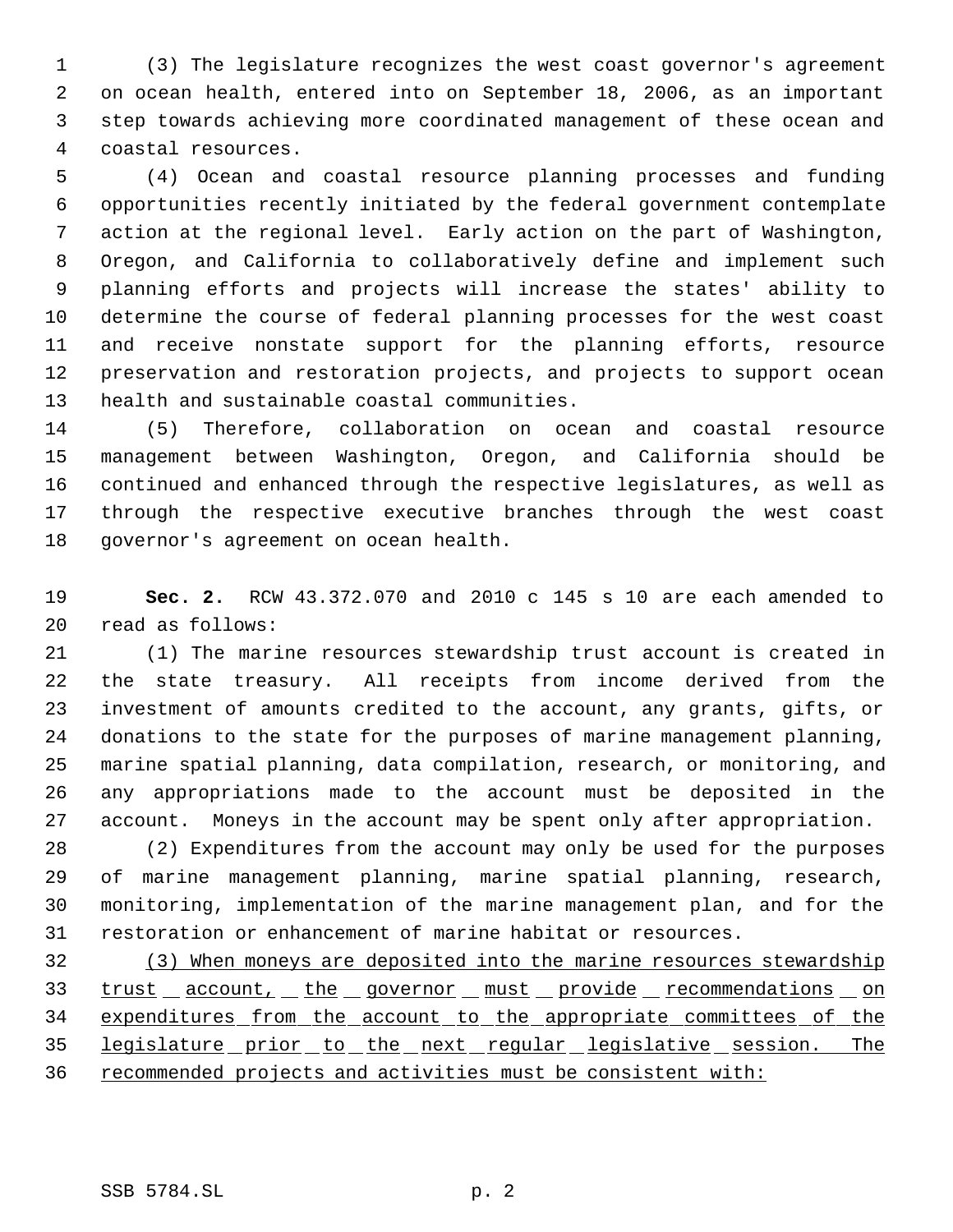(3) The legislature recognizes the west coast governor's agreement on ocean health, entered into on September 18, 2006, as an important step towards achieving more coordinated management of these ocean and coastal resources.

(4) Ocean and coastal resource planning processes and funding opportunities recently initiated by the federal government contemplate action at the regional level. Early action on the part of Washington, Oregon, and California to collaboratively define and implement such planning efforts and projects will increase the states' ability to determine the course of federal planning processes for the west coast and receive nonstate support for the planning efforts, resource preservation and restoration projects, and projects to support ocean health and sustainable coastal communities.

(5) Therefore, collaboration on ocean and coastal resource management between Washington, Oregon, and California should be continued and enhanced through the respective legislatures, as well as through the respective executive branches through the west coast governor's agreement on ocean health.

**Sec. 2.** RCW 43.372.070 and 2010 c 145 s 10 are each amended to read as follows:

(1) The marine resources stewardship trust account is created in the state treasury. All receipts from income derived from the investment of amounts credited to the account, any grants, gifts, or donations to the state for the purposes of marine management planning, marine spatial planning, data compilation, research, or monitoring, and any appropriations made to the account must be deposited in the account. Moneys in the account may be spent only after appropriation.

(2) Expenditures from the account may only be used for the purposes of marine management planning, marine spatial planning, research, monitoring, implementation of the marine management plan, and for the restoration or enhancement of marine habitat or resources.

<u>(3) When moneys are deposited into the marine resources stewardship trust account, the governor must provide recommendations on expenditures from the account to the appropriate committees of the legislature prior to the next regular legislative session. The recommended projects and activities must be consistent with:</u>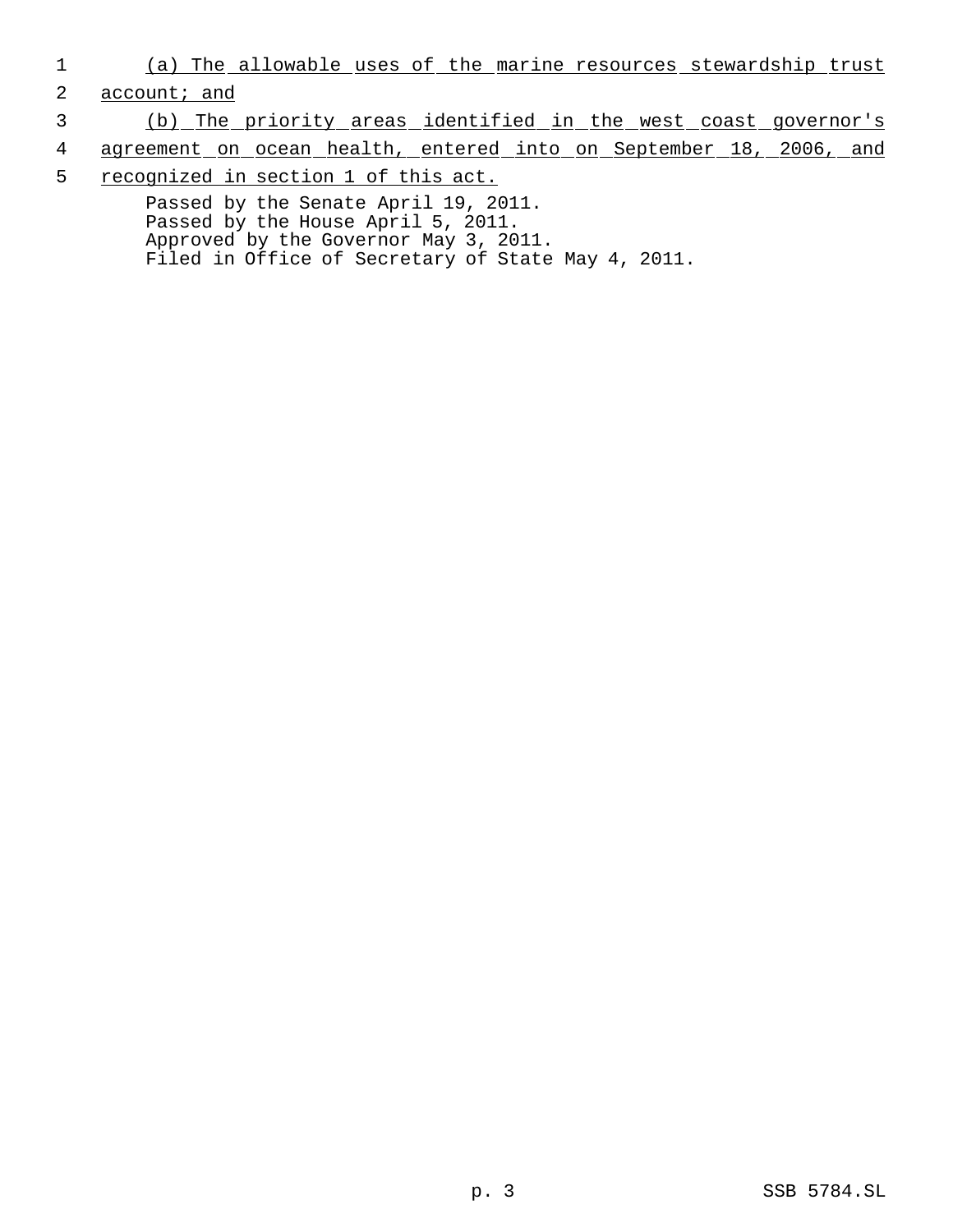(a) The allowable uses of the marine resources stewardship trust account; and

(b) The priority areas identified in the west coast governor's agreement on ocean health, entered into on September 18, 2006, and recognized in section 1 of this act.

Passed by the Senate April 19, 2011.
Passed by the House April 5, 2011.
Approved by the Governor May 3, 2011.
Filed in Office of Secretary of State May 4, 2011.